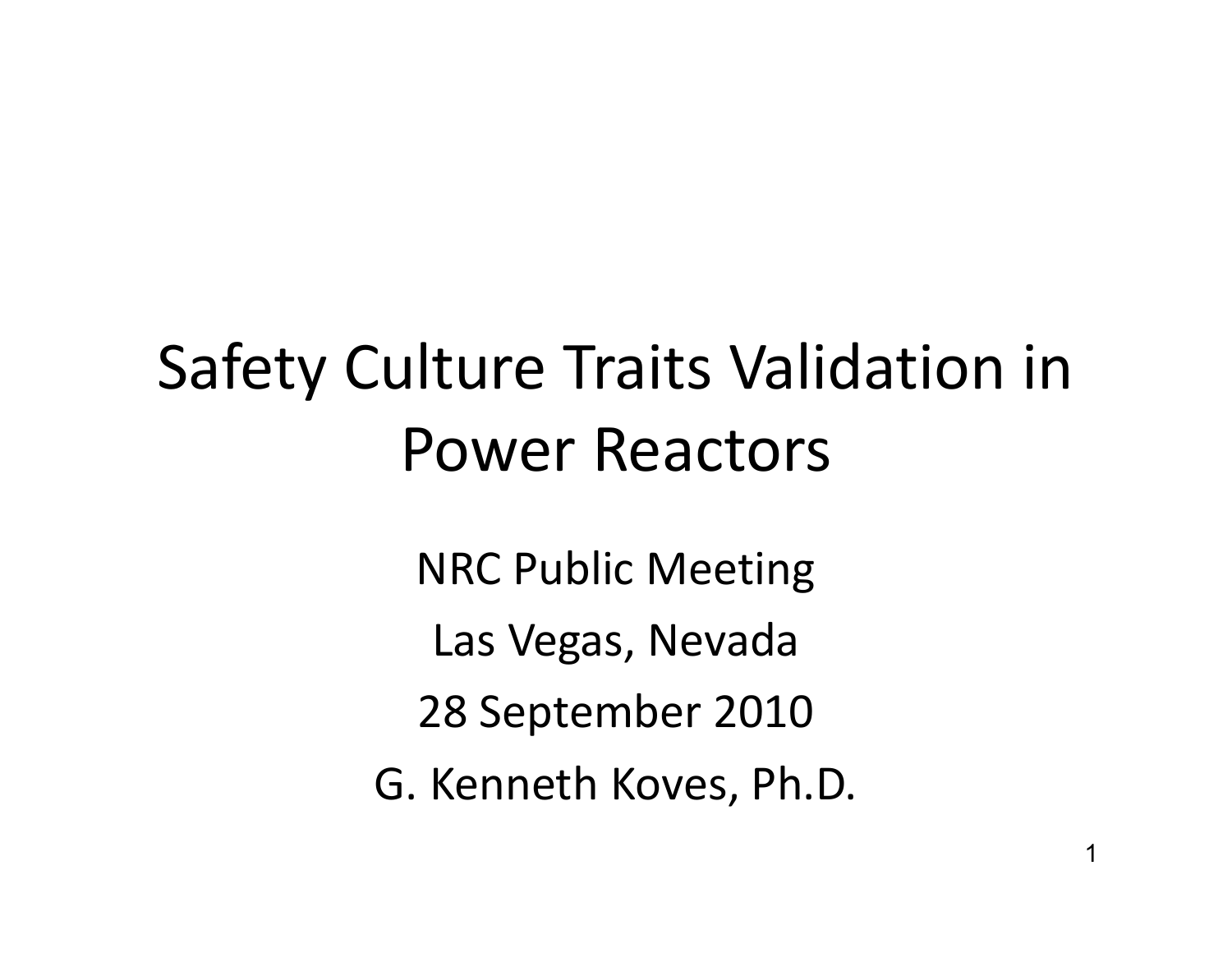# Safety Culture Traits Validation in Power Reactors

NRC Public Meeting

Las Vegas, Nevada

28 September 2010

G. Kenneth Koves, Ph.D.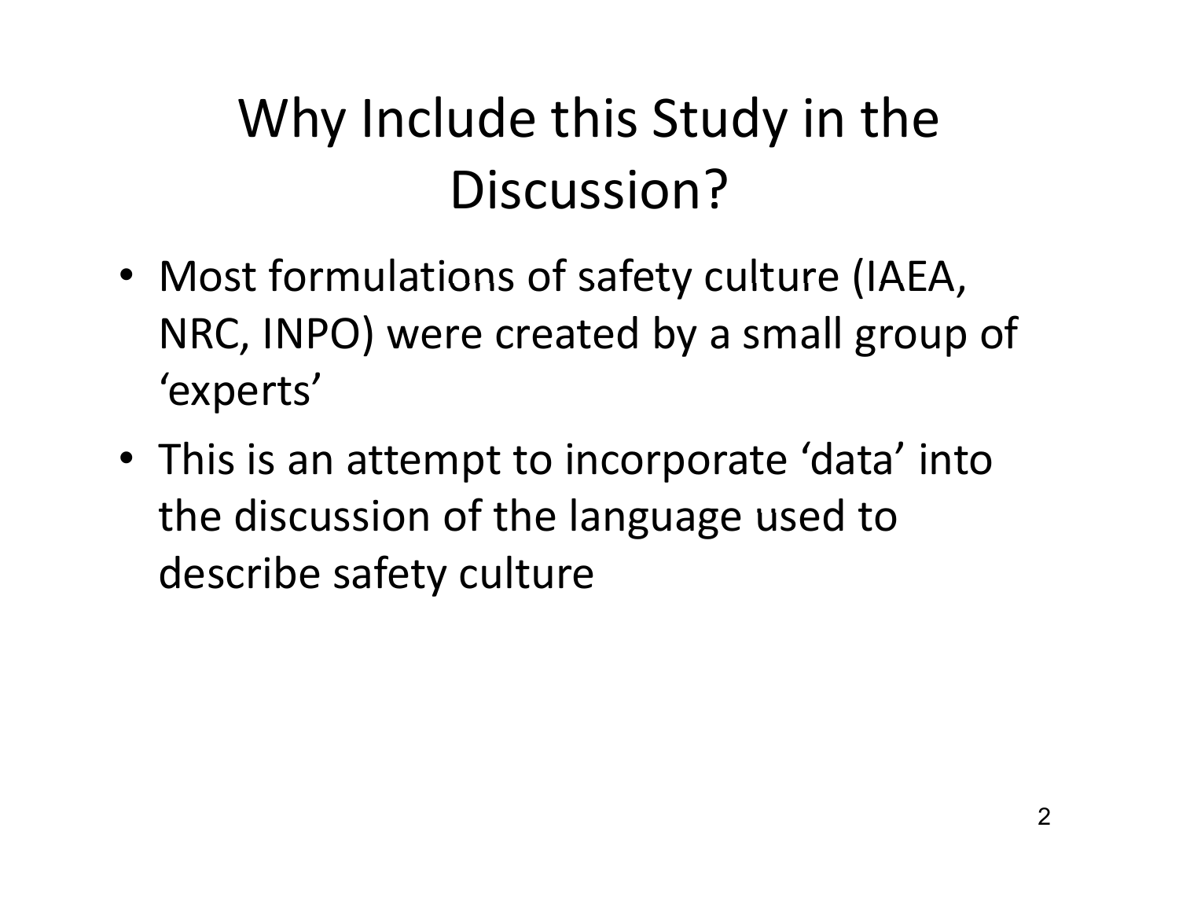# Why Include this Study in the Discussion?

- Most formulations of safety culture (IAEA, NRC, INPO) were created by a small group of ‘experts’
- This is an attempt to incorporate ‘data’ into the discussion of the language used to describe safety culture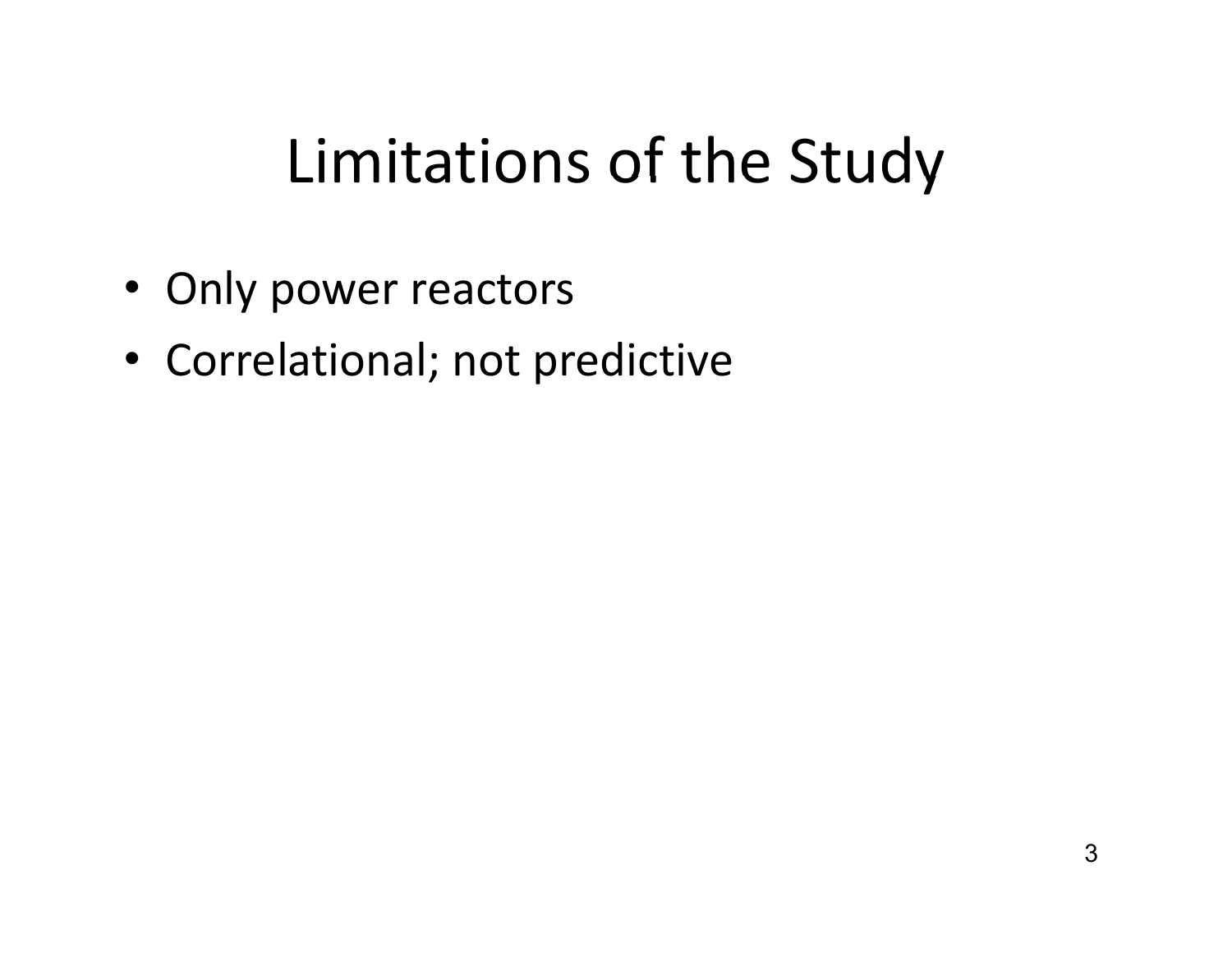# Limitations of the Study

- Only power reactors
- Correlational; not predictive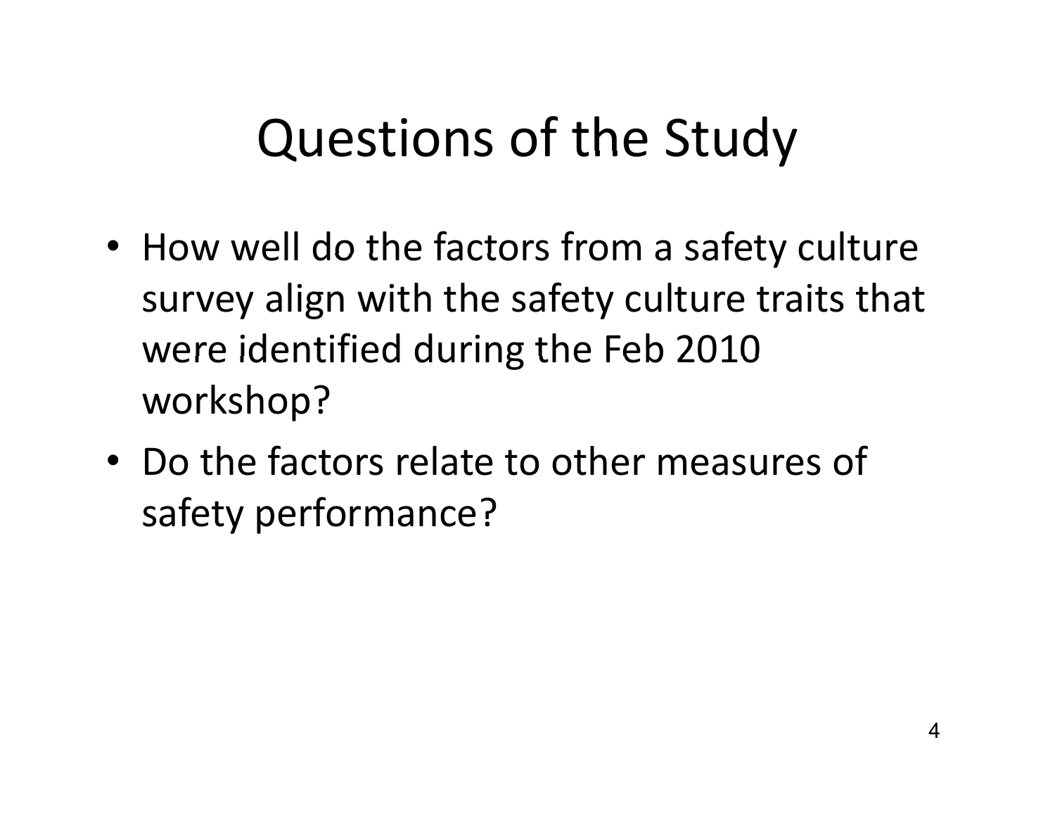# Questions of the Study

- How well do the factors from a safety culture survey align with the safety culture traits that were identified during the Feb 2010 workshop?
- Do the factors relate to other measures of safety performance?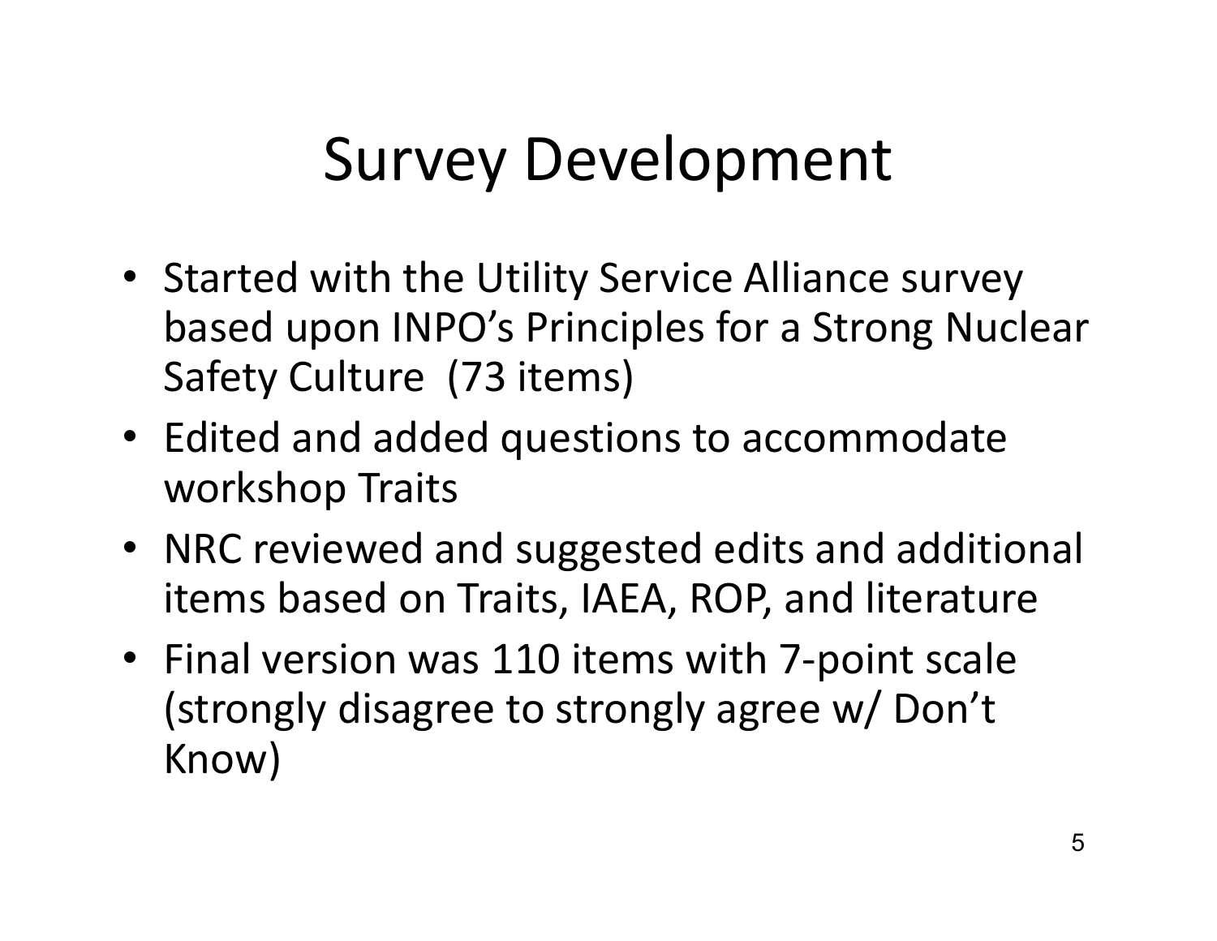# Survey Development

- Started with the Utility Service Alliance survey based upon INPO's Principles for a Strong Nuclear Safety Culture (73 items)
- Edited and added questions to accommodate workshop Traits
- NRC reviewed and suggested edits and additional items based on Traits, IAEA, ROP, and literature
- Final version was 110 items with 7-point scale (strongly disagree to strongly agree w/ Don't Know)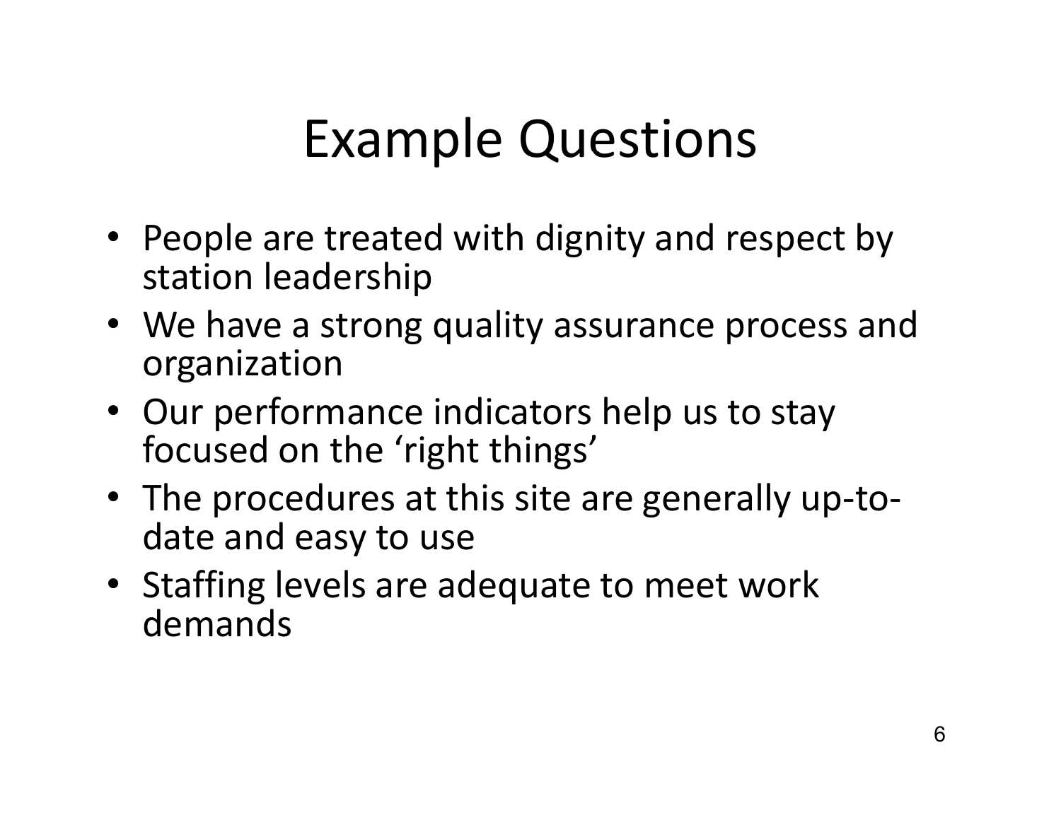# Example Questions

- People are treated with dignity and respect by station leadership
- We have a strong quality assurance process and organization
- Our performance indicators help us to stay focused on the 'right things'
- The procedures at this site are generally up-to-date and easy to use
- Staffing levels are adequate to meet work demands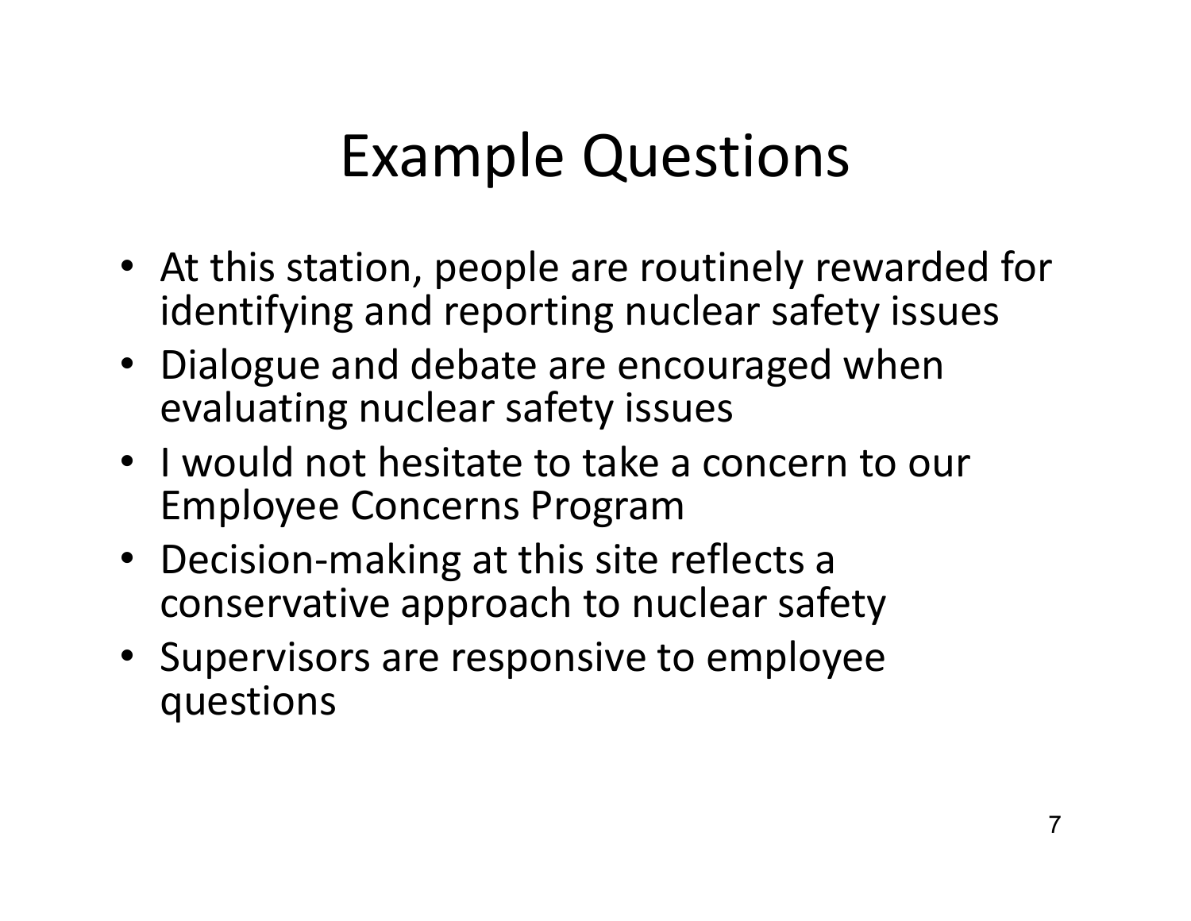# Example Questions

- At this station, people are routinely rewarded for identifying and reporting nuclear safety issues
- Dialogue and debate are encouraged when evaluating nuclear safety issues
- I would not hesitate to take a concern to our Employee Concerns Program
- Decision-making at this site reflects a conservative approach to nuclear safety
- Supervisors are responsive to employee questions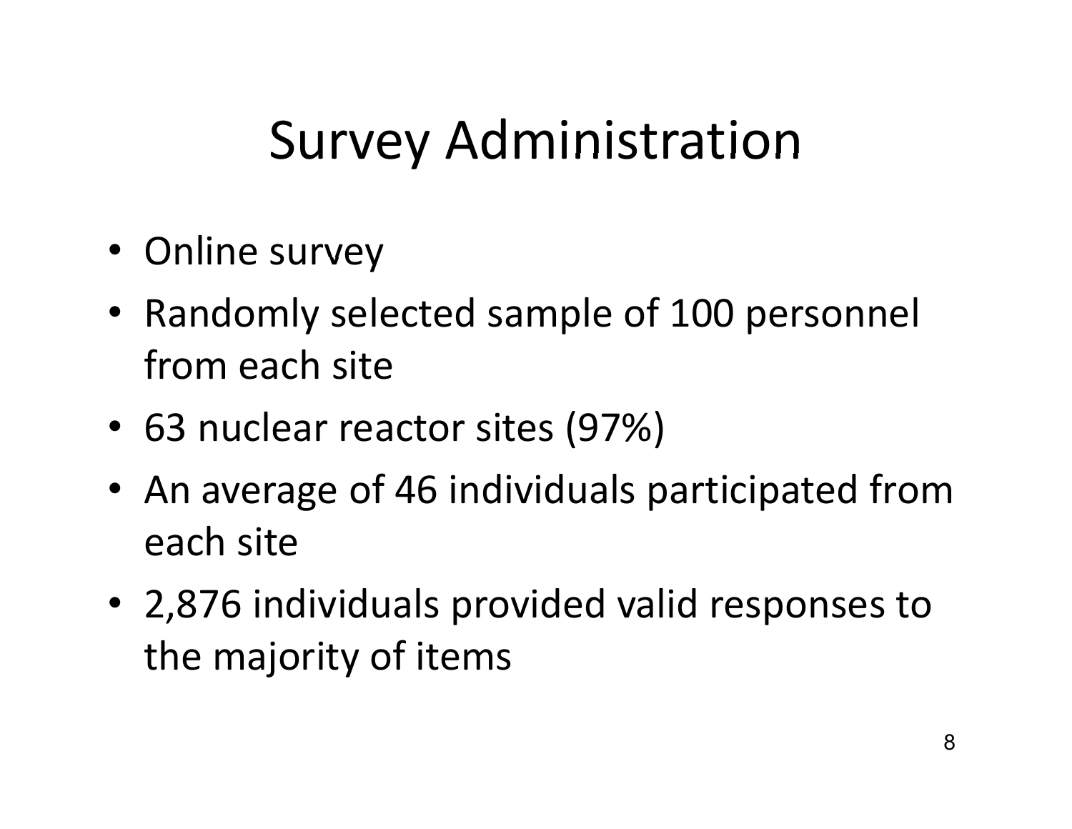# Survey Administration

- Online survey
- Randomly selected sample of 100 personnel from each site
- 63 nuclear reactor sites (97%)
- An average of 46 individuals participated from each site
- 2,876 individuals provided valid responses to the majority of items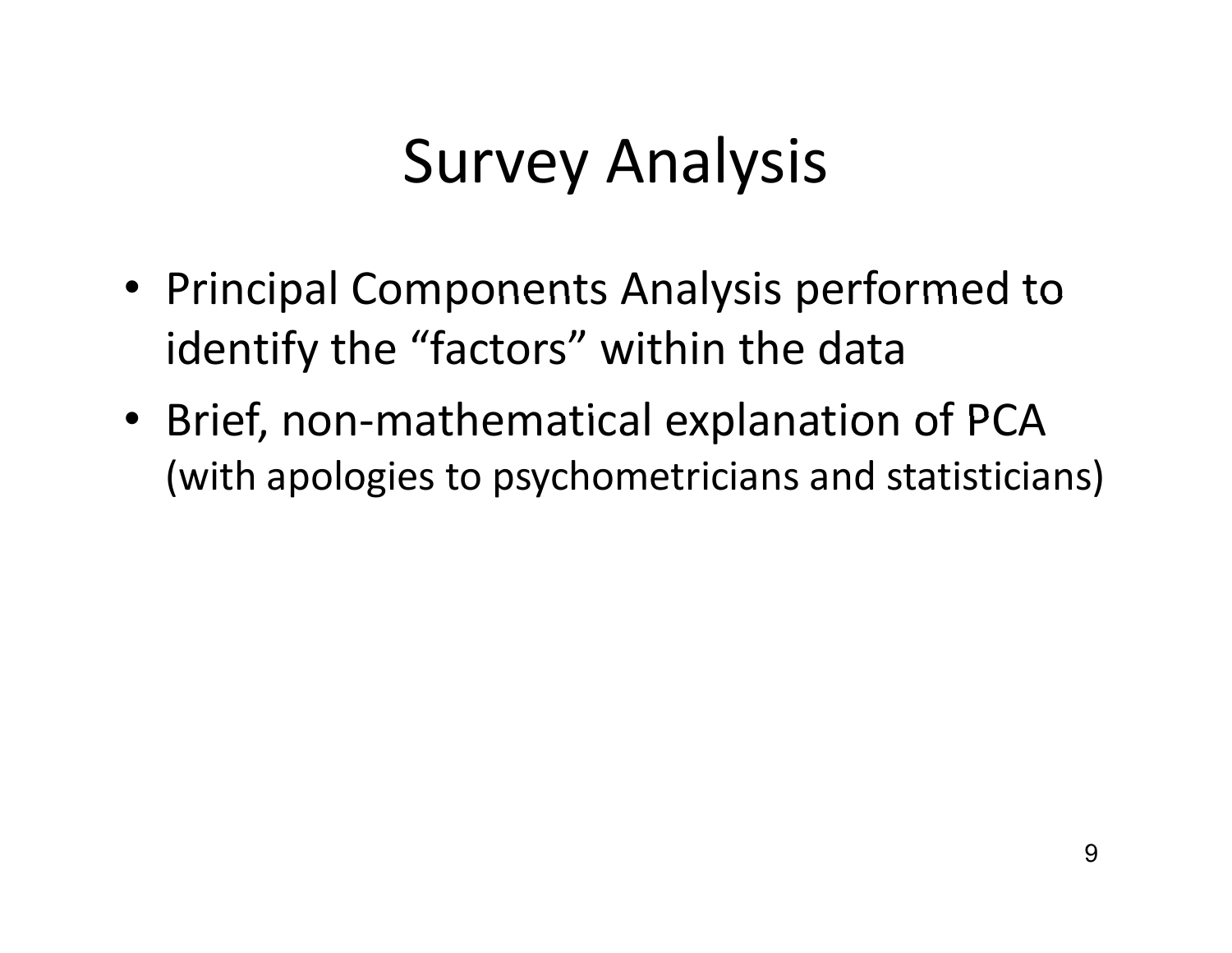# Survey Analysis

- Principal Components Analysis performed to identify the "factors" within the data
- Brief, non-mathematical explanation of PCA (with apologies to psychometricians and statisticians)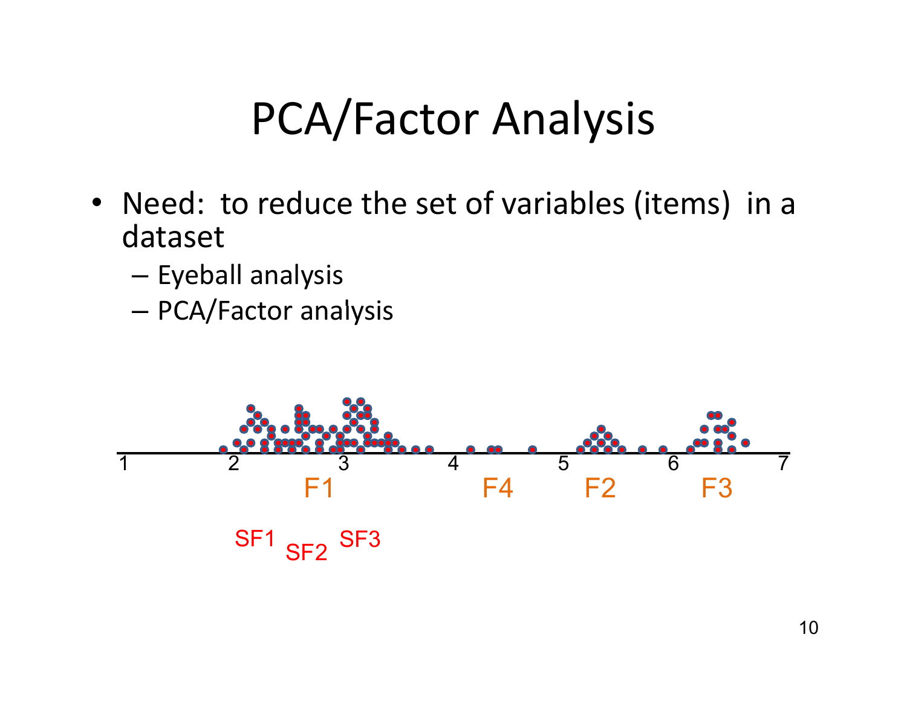# PCA/Factor Analysis

- Need: to reduce the set of variables (items) in a dataset
  - Eyeball analysis
  - PCA/Factor analysis

1 2 3 4 5 6 7

F1 F4 F2 F3

SF1 SF2 SF3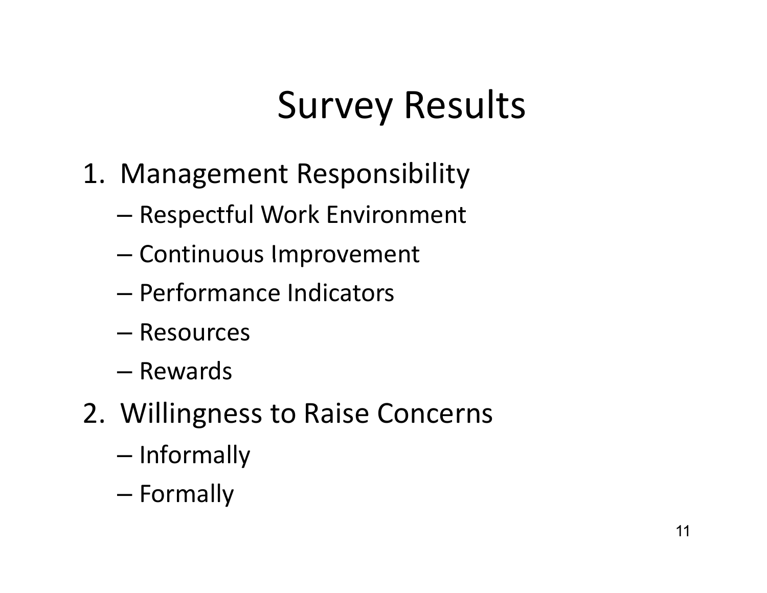# Survey Results

1. Management Responsibility
   - Respectful Work Environment
   - Continuous Improvement
   - Performance Indicators
   - Resources
   - Rewards
2. Willingness to Raise Concerns
   - Informally
   - Formally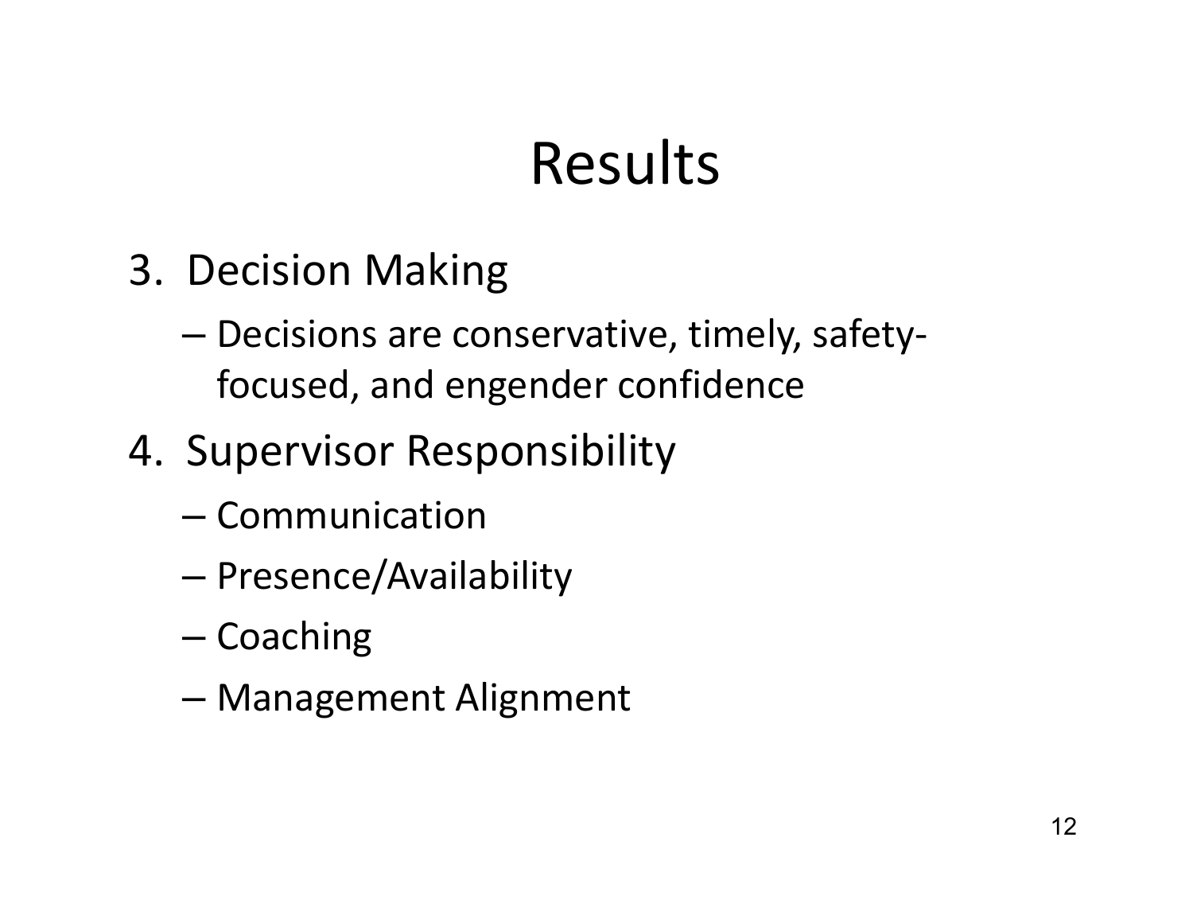# Results

3. Decision Making
   - Decisions are conservative, timely, safety-focused, and engender confidence
4. Supervisor Responsibility
   - Communication
   - Presence/Availability
   - Coaching
   - Management Alignment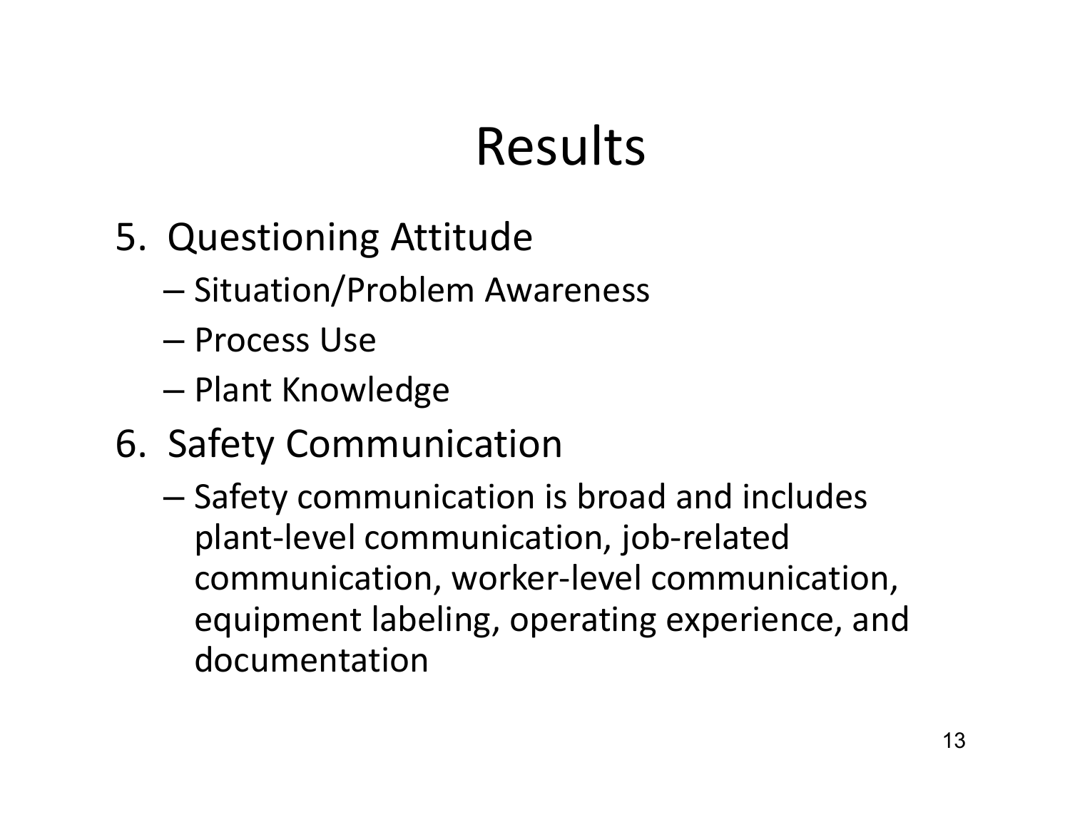# Results

5. Questioning Attitude
   - Situation/Problem Awareness
   - Process Use
   - Plant Knowledge
6. Safety Communication
   - Safety communication is broad and includes plant-level communication, job-related communication, worker-level communication, equipment labeling, operating experience, and documentation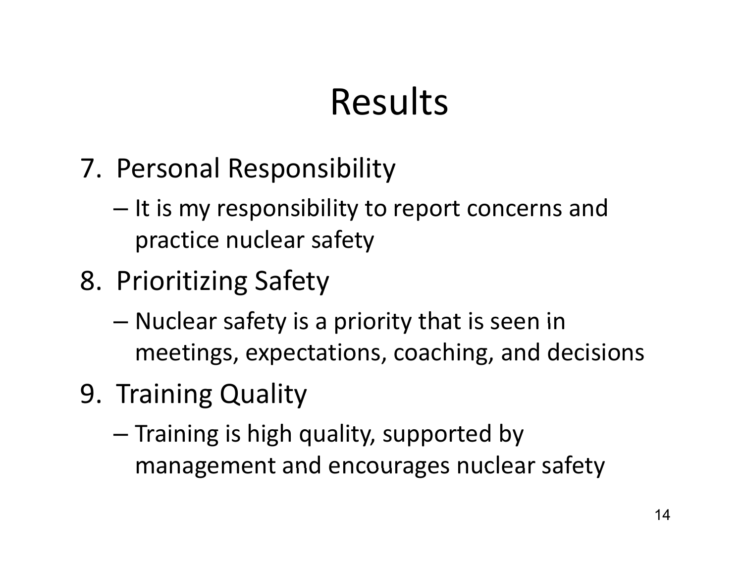# Results

7. Personal Responsibility
   - It is my responsibility to report concerns and practice nuclear safety
8. Prioritizing Safety
   - Nuclear safety is a priority that is seen in meetings, expectations, coaching, and decisions
9. Training Quality
   - Training is high quality, supported by management and encourages nuclear safety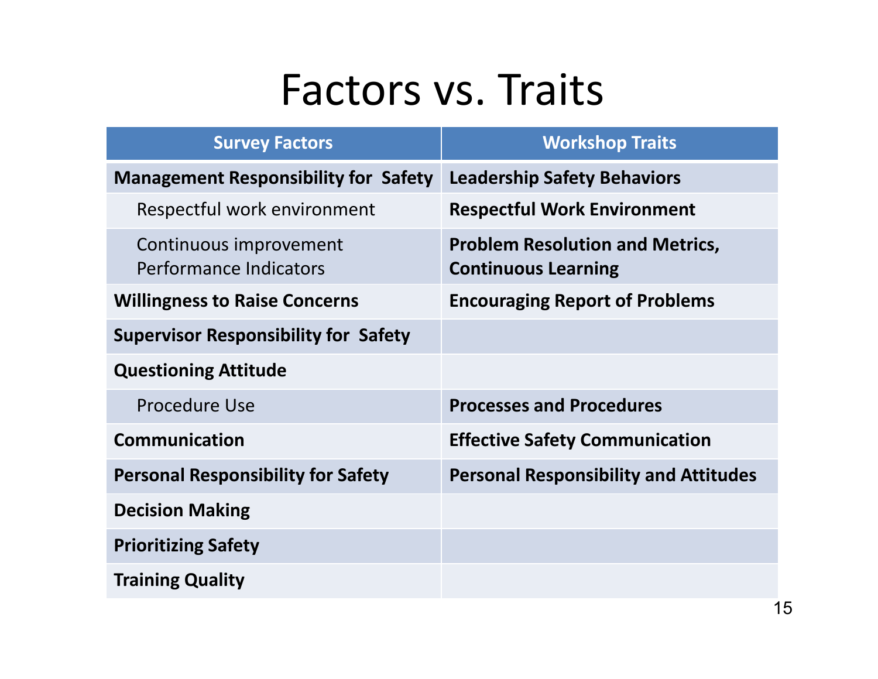# Factors vs. Traits

| Survey Factors | Workshop Traits |
| --- | --- |
| **Management Responsibility for Safety** | **Leadership Safety Behaviors** |
| Respectful work environment | **Respectful Work Environment** |
| Continuous improvement<br>Performance Indicators | **Problem Resolution and Metrics, Continuous Learning** |
| **Willingness to Raise Concerns** | **Encouraging Report of Problems** |
| **Supervisor Responsibility for Safety** | |
| **Questioning Attitude** | |
| Procedure Use | **Processes and Procedures** |
| **Communication** | **Effective Safety Communication** |
| **Personal Responsibility for Safety** | **Personal Responsibility and Attitudes** |
| **Decision Making** | |
| **Prioritizing Safety** | |
| **Training Quality** | |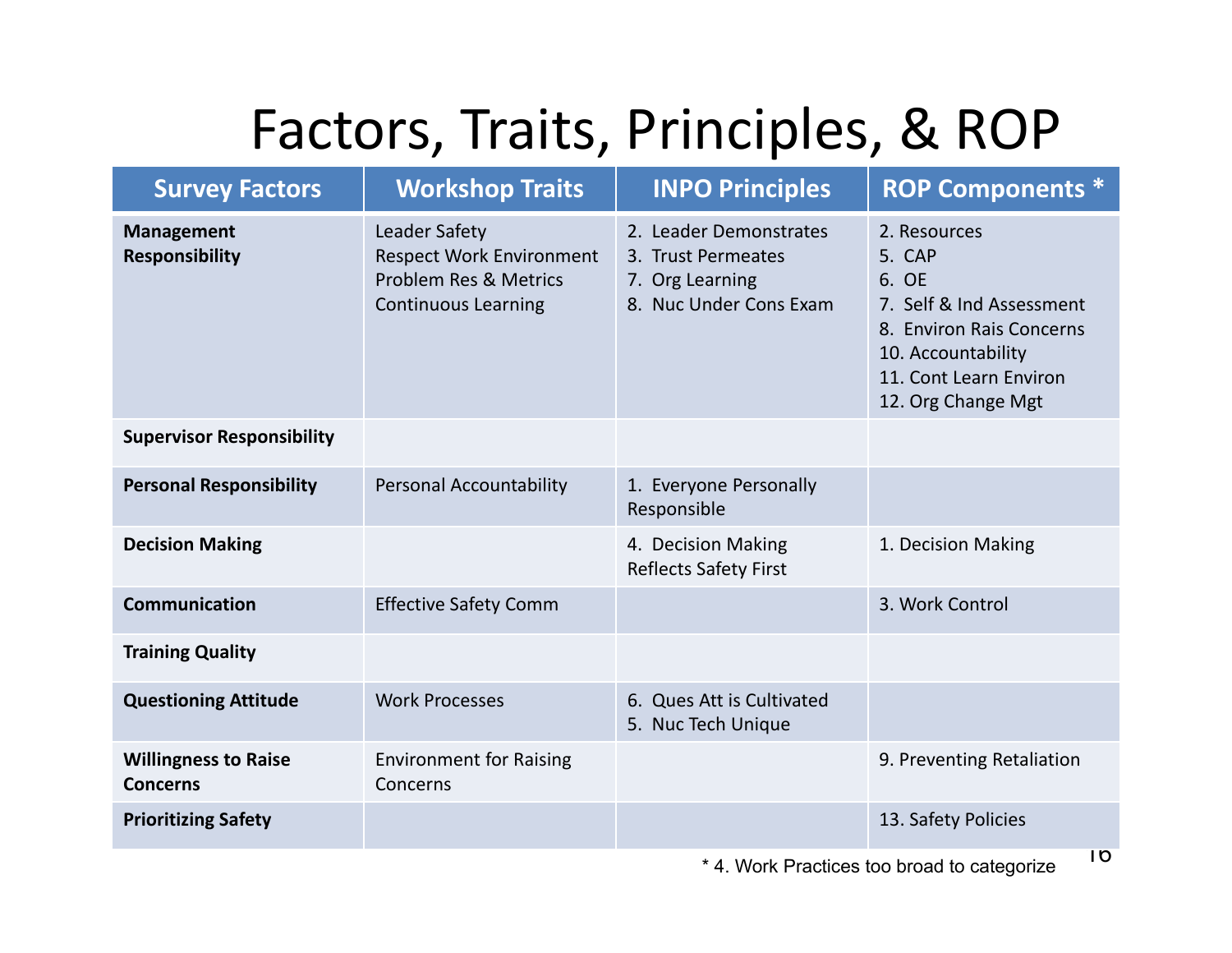# Factors, Traits, Principles, & ROP

| Survey Factors | Workshop Traits | INPO Principles | ROP Components * |
|---|---|---|---|
| **Management Responsibility** | Leader Safety<br>Respect Work Environment<br>Problem Res & Metrics<br>Continuous Learning | 2. Leader Demonstrates<br>3. Trust Permeates<br>7. Org Learning<br>8. Nuc Under Cons Exam | 2. Resources<br>5. CAP<br>6. OE<br>7. Self & Ind Assessment<br>8. Environ Rais Concerns<br>10. Accountability<br>11. Cont Learn Environ<br>12. Org Change Mgt |
| **Supervisor Responsibility** | | | |
| **Personal Responsibility** | Personal Accountability | 1. Everyone Personally Responsible | |
| **Decision Making** | | 4. Decision Making Reflects Safety First | 1. Decision Making |
| **Communication** | Effective Safety Comm | | 3. Work Control |
| **Training Quality** | | | |
| **Questioning Attitude** | Work Processes | 6. Ques Att is Cultivated<br>5. Nuc Tech Unique | |
| **Willingness to Raise Concerns** | Environment for Raising Concerns | | 9. Preventing Retaliation |
| **Prioritizing Safety** | | | 13. Safety Policies |

\* 4. Work Practices too broad to categorize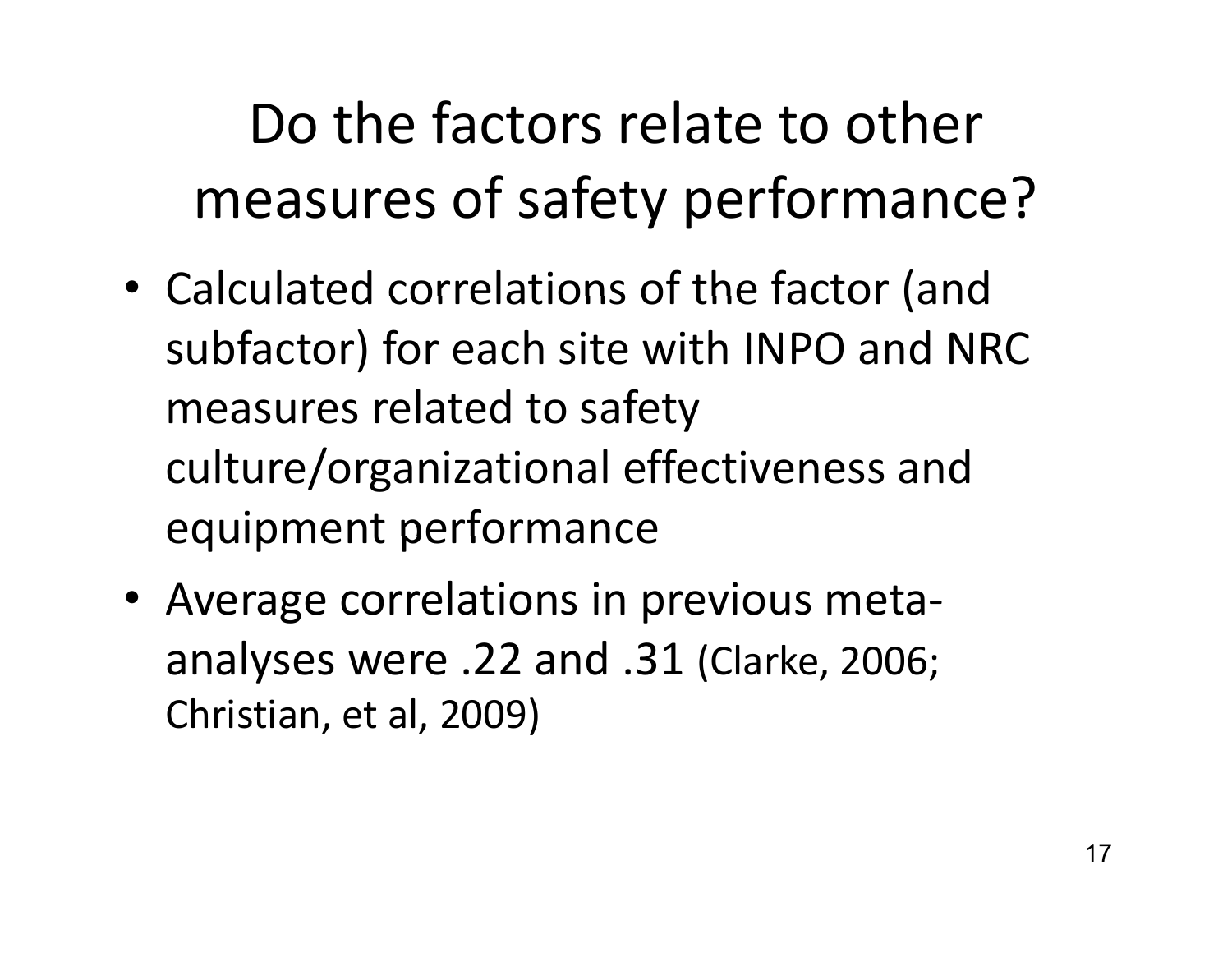# Do the factors relate to other measures of safety performance?

- Calculated correlations of the factor (and subfactor) for each site with INPO and NRC measures related to safety culture/organizational effectiveness and equipment performance
- Average correlations in previous meta-analyses were .22 and .31 (Clarke, 2006; Christian, et al, 2009)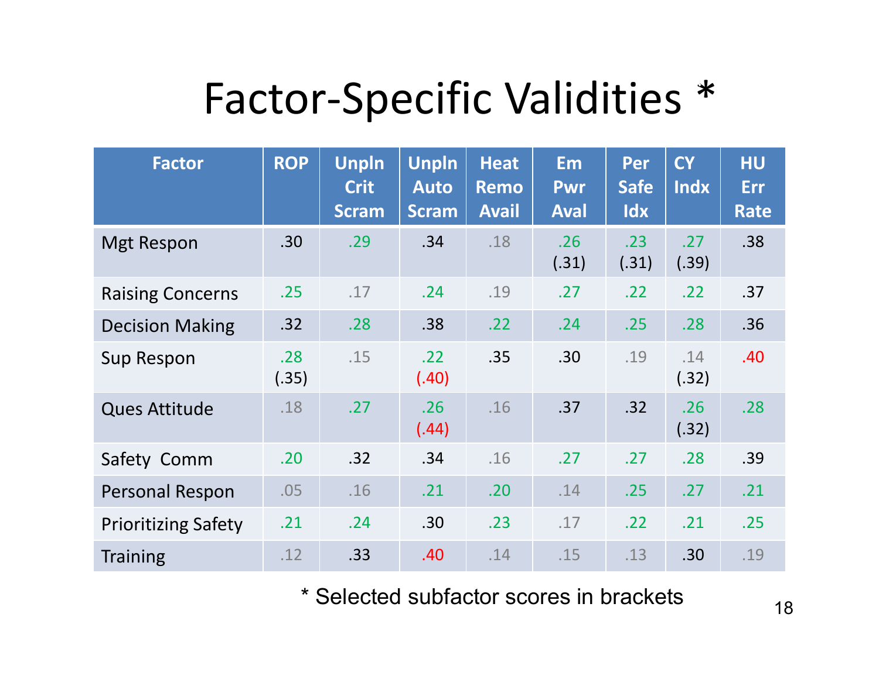# Factor-Specific Validities *

| Factor | ROP | Unpln Crit Scram | Unpln Auto Scram | Heat Remo Avail | Em Pwr Aval | Per Safe Idx | CY Indx | HU Err Rate |
|---|---|---|---|---|---|---|---|---|
| Mgt Respon | .30 | .29 | .34 | .18 | .26 (.31) | .23 (.31) | .27 (.39) | .38 |
| Raising Concerns | .25 | .17 | .24 | .19 | .27 | .22 | .22 | .37 |
| Decision Making | .32 | .28 | .38 | .22 | .24 | .25 | .28 | .36 |
| Sup Respon | .28 (.35) | .15 | .22 (.40) | .35 | .30 | .19 | .14 (.32) | .40 |
| Ques Attitude | .18 | .27 | .26 (.44) | .16 | .37 | .32 | .26 (.32) | .28 |
| Safety Comm | .20 | .32 | .34 | .16 | .27 | .27 | .28 | .39 |
| Personal Respon | .05 | .16 | .21 | .20 | .14 | .25 | .27 | .21 |
| Prioritizing Safety | .21 | .24 | .30 | .23 | .17 | .22 | .21 | .25 |
| Training | .12 | .33 | .40 | .14 | .15 | .13 | .30 | .19 |

* Selected subfactor scores in brackets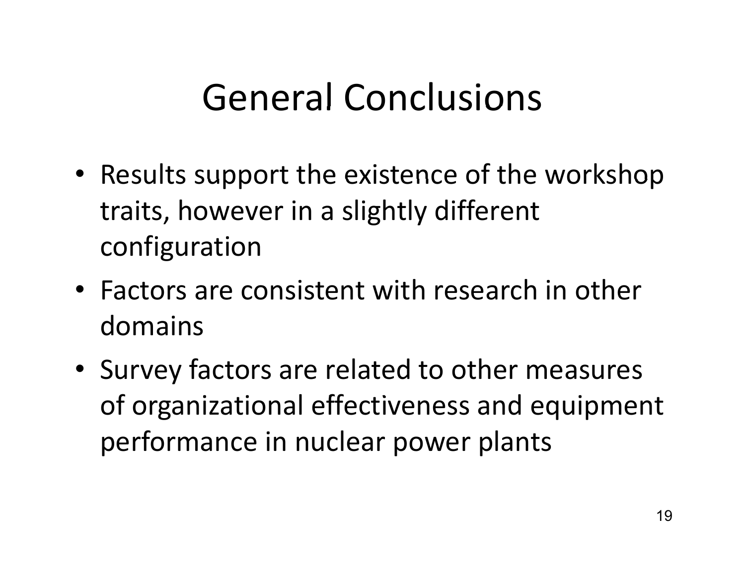# General Conclusions

- Results support the existence of the workshop traits, however in a slightly different configuration
- Factors are consistent with research in other domains
- Survey factors are related to other measures of organizational effectiveness and equipment performance in nuclear power plants